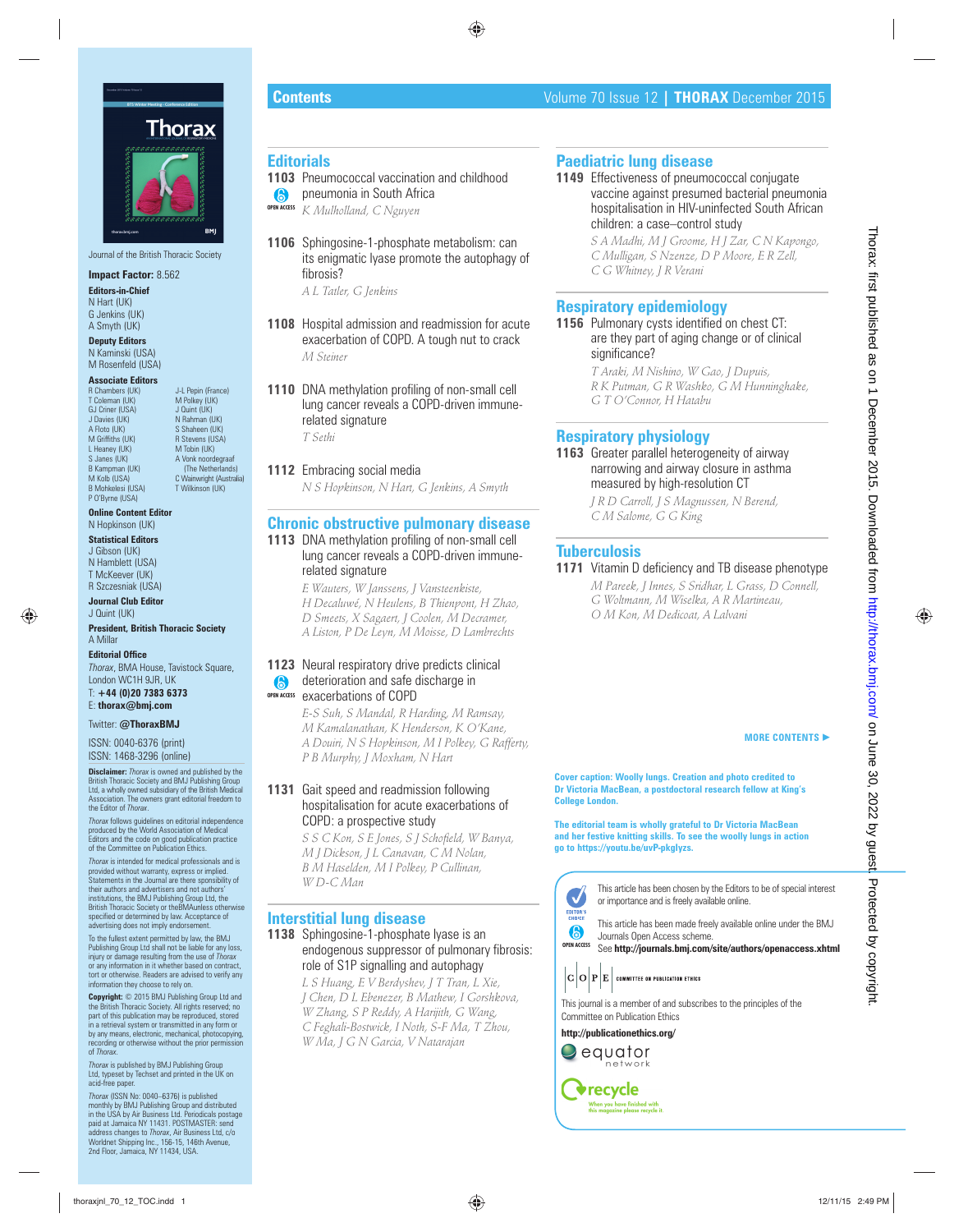# Contents

Volume 70 Issue 12 | **THORAX** December 2015

Journal of the British Thoracic Society

**Impact Factor:** 8.562

**Editors-in-Chief**
N Hart (UK)
G Jenkins (UK)
A Smyth (UK)

**Deputy Editors**
N Kaminski (USA)
M Rosenfeld (USA)

**Associate Editors**
R Chambers (UK)
T Coleman (UK)
GJ Criner (USA)
J Davies (UK)
A Floto (UK)
M Griffiths (UK)
L Heaney (UK)
S Janes (UK)
B Kampman (UK)
M Kolb (USA)
B Mohkelesi (USA)
P O'Byrne (USA)
J-L Pepin (France)
M Polkey (UK)
J Quint (UK)
N Rahman (UK)
S Shaheen (UK)
R Stevens (USA)
M Tobin (UK)
A Vonk noordegraaf (The Netherlands)
C Wainwright (Australia)
T Wilkinson (UK)

**Online Content Editor**
N Hopkinson (UK)

**Statistical Editors**
J Gibson (UK)
N Hamblett (USA)
T McKeever (UK)
R Szczesniak (USA)

**Journal Club Editor**
J Quint (UK)

**President, British Thoracic Society**
A Millar

**Editorial Office**
*Thorax*, BMA House, Tavistock Square, London WC1H 9JR, UK
T: **+44 (0)20 7383 6373**
E: **thorax@bmj.com**

Twitter: **@ThoraxBMJ**

ISSN: 0040-6376 (print)
ISSN: 1468-3296 (online)

**Disclaimer:** *Thorax* is owned and published by the British Thoracic Society and BMJ Publishing Group Ltd, a wholly owned subsidiary of the British Medical Association. The owners grant editorial freedom to the Editor of *Thorax*.

*Thorax* follows guidelines on editorial independence produced by the World Association of Medical Editors and the code on good publication practice of the Committee on Publication Ethics.

*Thorax* is intended for medical professionals and is provided without warranty, express or implied. Statements in the Journal are there sponsibility of their authors and advertisers and not authors' institutions, the BMJ Publishing Group Ltd, the British Thoracic Society or theBMAunless otherwise specified or determined by law. Acceptance of advertising does not imply endorsement.

To the fullest extent permitted by law, the BMJ Publishing Group Ltd shall not be liable for any loss, injury or damage resulting from the use of *Thorax* or any information in it whether based on contract, tort or otherwise. Readers are advised to verify any information they choose to rely on.

**Copyright:** © 2015 BMJ Publishing Group Ltd and the British Thoracic Society. All rights reserved; no part of this publication may be reproduced, stored in a retrieval system or transmitted in any form or by any means, electronic, mechanical, photocopying, recording or otherwise without the prior permission of *Thorax*.

*Thorax* is published by BMJ Publishing Group Ltd, typeset by Techset and printed in the UK on acid-free paper.

*Thorax* (ISSN No: 0040–6376) is published monthly by BMJ Publishing Group and distributed in the USA by Air Business Ltd. Periodicals postage paid at Jamaica NY 11431. POSTMASTER: send address changes to *Thorax*, Air Business Ltd, c/o Worldnet Shipping Inc., 156-15, 146th Avenue, 2nd Floor, Jamaica, NY 11434, USA.

## Editorials

**1103** Pneumococcal vaccination and childhood pneumonia in South Africa (OPEN ACCESS)
*K Mulholland, C Nguyen*

**1106** Sphingosine-1-phosphate metabolism: can its enigmatic lyase promote the autophagy of fibrosis?
*A L Tatler, G Jenkins*

**1108** Hospital admission and readmission for acute exacerbation of COPD. A tough nut to crack
*M Steiner*

**1110** DNA methylation profiling of non-small cell lung cancer reveals a COPD-driven immune-related signature
*T Sethi*

**1112** Embracing social media
*N S Hopkinson, N Hart, G Jenkins, A Smyth*

## Chronic obstructive pulmonary disease

**1113** DNA methylation profiling of non-small cell lung cancer reveals a COPD-driven immune-related signature
*E Wauters, W Janssens, J Vansteenkiste, H Decaluwé, N Heulens, B Thienpont, H Zhao, D Smeets, X Sagaert, J Coolen, M Decramer, A Liston, P De Leyn, M Moisse, D Lambrechts*

**1123** Neural respiratory drive predicts clinical deterioration and safe discharge in exacerbations of COPD (OPEN ACCESS)
*E-S Suh, S Mandal, R Harding, M Ramsay, M Kamalanathan, K Henderson, K O'Kane, A Douiri, N S Hopkinson, M I Polkey, G Rafferty, P B Murphy, J Moxham, N Hart*

**1131** Gait speed and readmission following hospitalisation for acute exacerbations of COPD: a prospective study
*S S C Kon, S E Jones, S J Schofield, W Banya, M J Dickson, J L Canavan, C M Nolan, B M Haselden, M I Polkey, P Cullinan, W D-C Man*

## Interstitial lung disease

**1138** Sphingosine-1-phosphate lyase is an endogenous suppressor of pulmonary fibrosis: role of S1P signalling and autophagy
*L S Huang, E V Berdyshev, J T Tran, L Xie, J Chen, D L Ebenezer, B Mathew, I Gorshkova, W Zhang, S P Reddy, A Harijith, G Wang, C Feghali-Bostwick, I Noth, S-F Ma, T Zhou, W Ma, J G N Garcia, V Natarajan*

## Paediatric lung disease

**1149** Effectiveness of pneumococcal conjugate vaccine against presumed bacterial pneumonia hospitalisation in HIV-uninfected South African children: a case–control study
*S A Madhi, M J Groome, H J Zar, C N Kapongo, C Mulligan, S Nzenze, D P Moore, E R Zell, C G Whitney, J R Verani*

## Respiratory epidemiology

**1156** Pulmonary cysts identified on chest CT: are they part of aging change or of clinical significance?
*T Araki, M Nishino, W Gao, J Dupuis, R K Putman, G R Washko, G M Hunninghake, G T O'Connor, H Hatabu*

## Respiratory physiology

**1163** Greater parallel heterogeneity of airway narrowing and airway closure in asthma measured by high-resolution CT
*J R D Carroll, J S Magnussen, N Berend, C M Salome, G G King*

## Tuberculosis

**1171** Vitamin D deficiency and TB disease phenotype
*M Pareek, J Innes, S Sridhar, L Grass, D Connell, G Woltmann, M Wiselka, A R Martineau, O M Kon, M Dedicoat, A Lalvani*

**MORE CONTENTS ►**

**Cover caption: Woolly lungs. Creation and photo credited to Dr Victoria MacBean, a postdoctoral research fellow at King's College London.**

**The editorial team is wholly grateful to Dr Victoria MacBean and her festive knitting skills. To see the woolly lungs in action go to https://youtu.be/uvP-pkglyzs.**

EDITOR'S CHOICE: This article has been chosen by the Editors to be of special interest or importance and is freely available online.

OPEN ACCESS: This article has been made freely available online under the BMJ Journals Open Access scheme. See **http://journals.bmj.com/site/authors/openaccess.xhtml**

COPE — Committee on Publication Ethics

This journal is a member of and subscribes to the principles of the Committee on Publication Ethics

**http://publicationethics.org/**

equator network

recycle — When you have finished with this magazine please recycle it.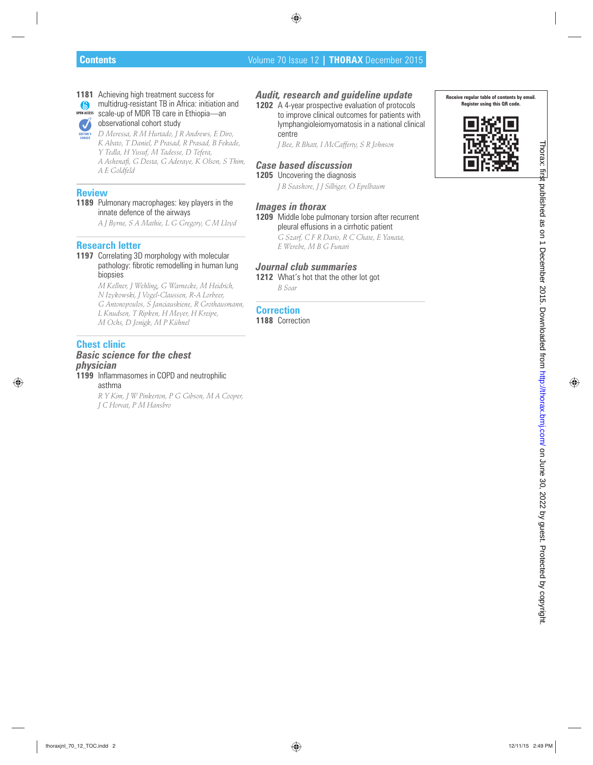## Contents

**1181** Achieving high treatment success for multidrug-resistant TB in Africa: initiation and scale-up of MDR TB care in Ethiopia—an observational cohort study

OPEN ACCESS

EDITOR'S CHOICE

*D Meressa, R M Hurtado, J R Andrews, E Diro, K Abato, T Daniel, P Prasad, R Prasad, B Fekade, Y Tedla, H Yusuf, M Tadesse, D Tefera, A Ashenafi, G Desta, G Aderaye, K Olson, S Thim, A E Goldfeld*

### Review

**1189** Pulmonary macrophages: key players in the innate defence of the airways

*A J Byrne, S A Mathie, L G Gregory, C M Lloyd*

### Research letter

**1197** Correlating 3D morphology with molecular pathology: fibrotic remodelling in human lung biopsies

*M Kellner, J Wehling, G Warnecke, M Heidrich, N Izykowski, J Vogel-Claussen, R-A Lorbeer, G Antonopoulos, S Janciauskiene, R Grothausmann, L Knudsen, T Ripken, H Meyer, H Kreipe, M Ochs, D Jonigk, M P Kühnel*

### Chest clinic

#### Basic science for the chest physician

**1199** Inflammasomes in COPD and neutrophilic asthma

*R Y Kim, J W Pinkerton, P G Gibson, M A Cooper, J C Horvat, P M Hansbro*

### Audit, research and guideline update

**1202** A 4-year prospective evaluation of protocols to improve clinical outcomes for patients with lymphangioleiomyomatosis in a national clinical centre

*J Bee, R Bhatt, I McCafferty, S R Johnson*

### Case based discussion

**1205** Uncovering the diagnosis

*J B Seashore, J J Silbiger, O Epelbaum*

### Images in thorax

**1209** Middle lobe pulmonary torsion after recurrent pleural effusions in a cirrhotic patient

*G Szarf, C F R Dario, R C Chate, E Yanata, E Werebe, M B G Funari*

### Journal club summaries

**1212** What's hot that the other lot got

*B Soar*

### Correction

**1188** Correction

**Receive regular table of contents by email. Register using this QR code.**